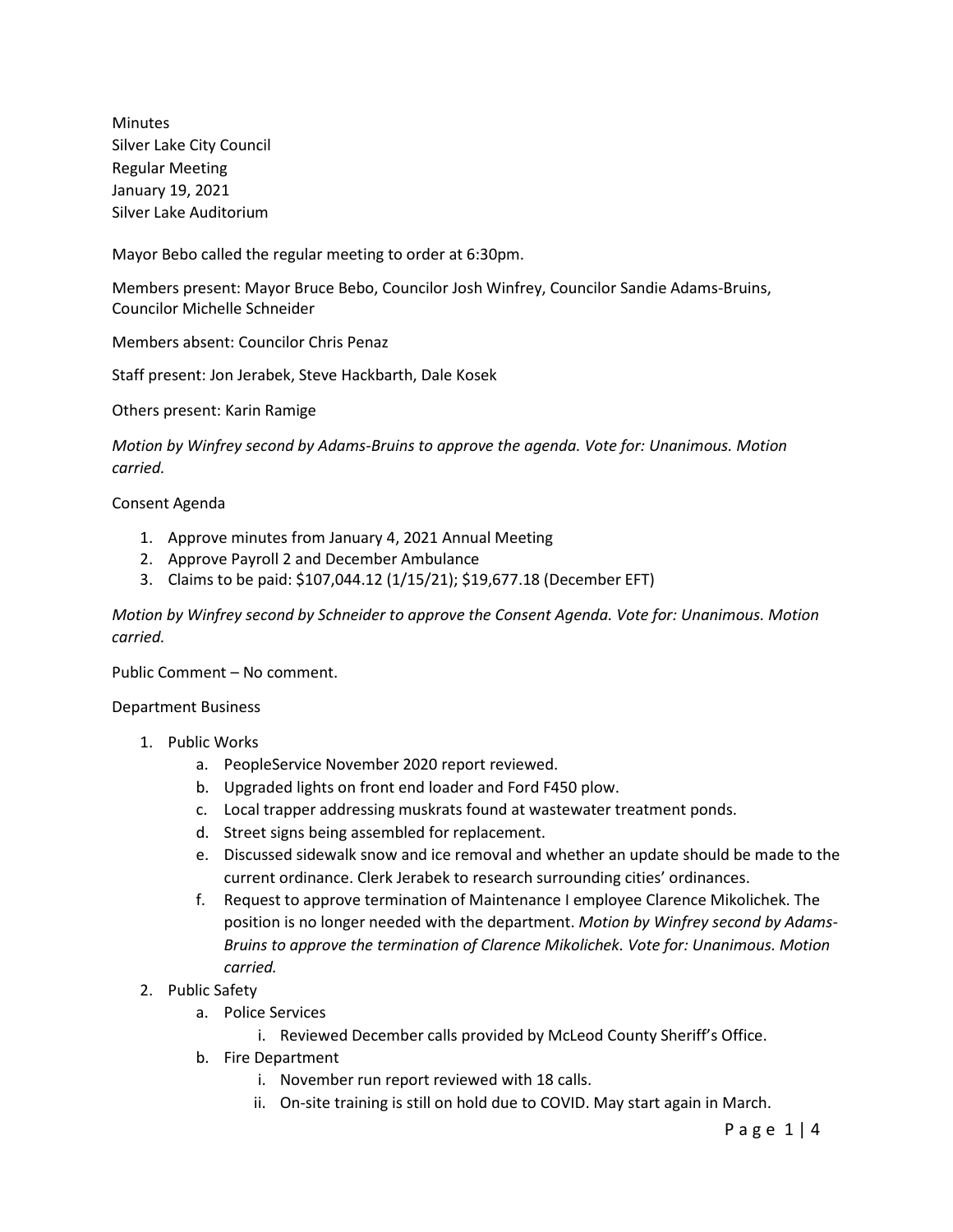Minutes
Silver Lake City Council
Regular Meeting
January 19, 2021
Silver Lake Auditorium

Mayor Bebo called the regular meeting to order at 6:30pm.

Members present: Mayor Bruce Bebo, Councilor Josh Winfrey, Councilor Sandie Adams-Bruins, Councilor Michelle Schneider

Members absent: Councilor Chris Penaz

Staff present: Jon Jerabek, Steve Hackbarth, Dale Kosek

Others present: Karin Ramige

*Motion by Winfrey second by Adams-Bruins to approve the agenda. Vote for: Unanimous. Motion carried.*

Consent Agenda

1. Approve minutes from January 4, 2021 Annual Meeting
2. Approve Payroll 2 and December Ambulance
3. Claims to be paid: $107,044.12 (1/15/21); $19,677.18 (December EFT)

*Motion by Winfrey second by Schneider to approve the Consent Agenda. Vote for: Unanimous. Motion carried.*

Public Comment – No comment.

Department Business

1. Public Works
   a. PeopleService November 2020 report reviewed.
   b. Upgraded lights on front end loader and Ford F450 plow.
   c. Local trapper addressing muskrats found at wastewater treatment ponds.
   d. Street signs being assembled for replacement.
   e. Discussed sidewalk snow and ice removal and whether an update should be made to the current ordinance. Clerk Jerabek to research surrounding cities' ordinances.
   f. Request to approve termination of Maintenance I employee Clarence Mikolichek. The position is no longer needed with the department. *Motion by Winfrey second by Adams-Bruins to approve the termination of Clarence Mikolichek. Vote for: Unanimous. Motion carried.*
2. Public Safety
   a. Police Services
      i. Reviewed December calls provided by McLeod County Sheriff's Office.
   b. Fire Department
      i. November run report reviewed with 18 calls.
      ii. On-site training is still on hold due to COVID. May start again in March.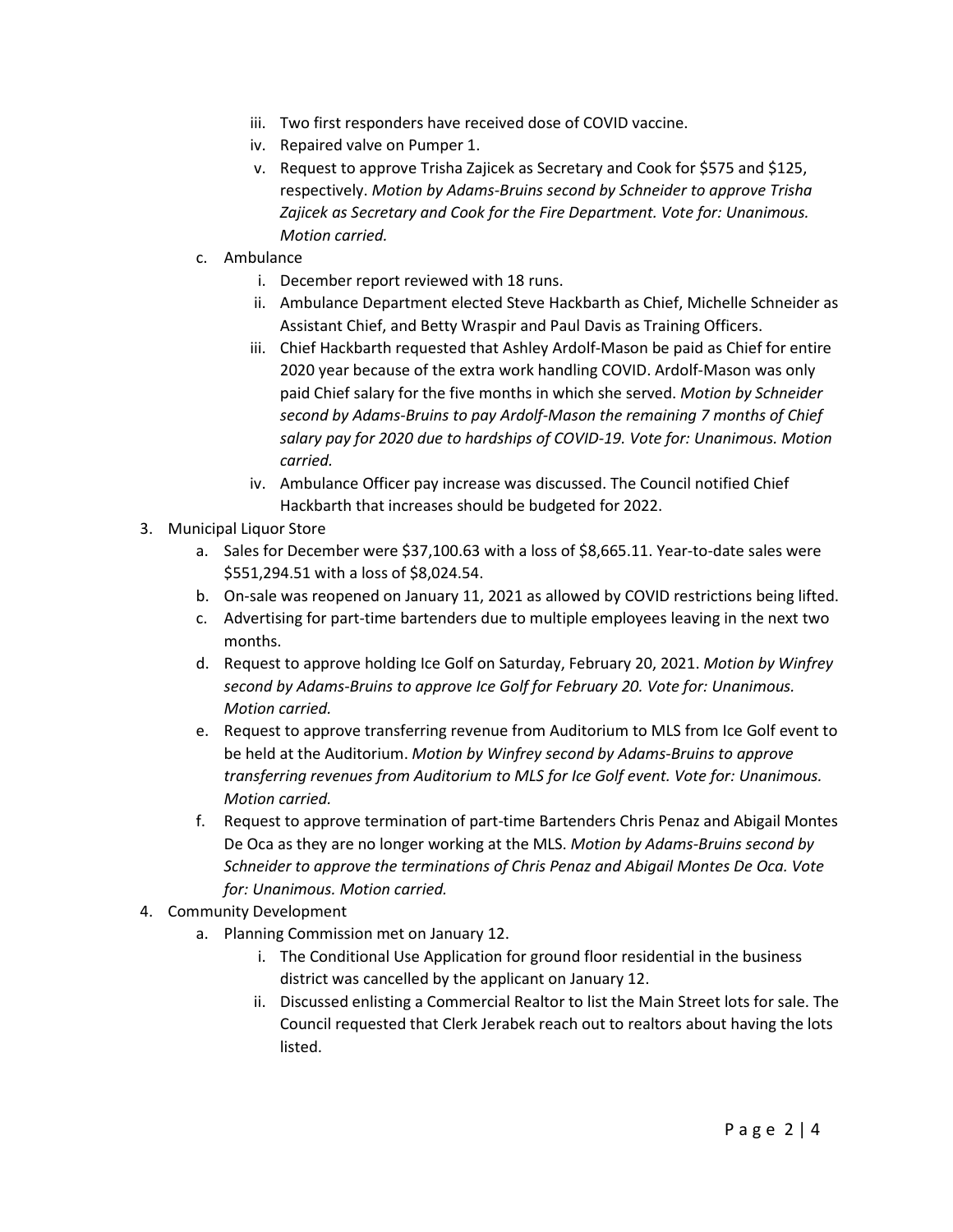- iii. Two first responders have received dose of COVID vaccine.
   - iv. Repaired valve on Pumper 1.
   - v. Request to approve Trisha Zajicek as Secretary and Cook for $575 and $125, respectively. *Motion by Adams-Bruins second by Schneider to approve Trisha Zajicek as Secretary and Cook for the Fire Department. Vote for: Unanimous. Motion carried.*

   c. Ambulance
   - i. December report reviewed with 18 runs.
   - ii. Ambulance Department elected Steve Hackbarth as Chief, Michelle Schneider as Assistant Chief, and Betty Wraspir and Paul Davis as Training Officers.
   - iii. Chief Hackbarth requested that Ashley Ardolf-Mason be paid as Chief for entire 2020 year because of the extra work handling COVID. Ardolf-Mason was only paid Chief salary for the five months in which she served. *Motion by Schneider second by Adams-Bruins to pay Ardolf-Mason the remaining 7 months of Chief salary pay for 2020 due to hardships of COVID-19. Vote for: Unanimous. Motion carried.*
   - iv. Ambulance Officer pay increase was discussed. The Council notified Chief Hackbarth that increases should be budgeted for 2022.

3. Municipal Liquor Store
   - a. Sales for December were $37,100.63 with a loss of $8,665.11. Year-to-date sales were $551,294.51 with a loss of $8,024.54.
   - b. On-sale was reopened on January 11, 2021 as allowed by COVID restrictions being lifted.
   - c. Advertising for part-time bartenders due to multiple employees leaving in the next two months.
   - d. Request to approve holding Ice Golf on Saturday, February 20, 2021. *Motion by Winfrey second by Adams-Bruins to approve Ice Golf for February 20. Vote for: Unanimous. Motion carried.*
   - e. Request to approve transferring revenue from Auditorium to MLS from Ice Golf event to be held at the Auditorium. *Motion by Winfrey second by Adams-Bruins to approve transferring revenues from Auditorium to MLS for Ice Golf event. Vote for: Unanimous. Motion carried.*
   - f. Request to approve termination of part-time Bartenders Chris Penaz and Abigail Montes De Oca as they are no longer working at the MLS. *Motion by Adams-Bruins second by Schneider to approve the terminations of Chris Penaz and Abigail Montes De Oca. Vote for: Unanimous. Motion carried.*

4. Community Development
   - a. Planning Commission met on January 12.
     - i. The Conditional Use Application for ground floor residential in the business district was cancelled by the applicant on January 12.
     - ii. Discussed enlisting a Commercial Realtor to list the Main Street lots for sale. The Council requested that Clerk Jerabek reach out to realtors about having the lots listed.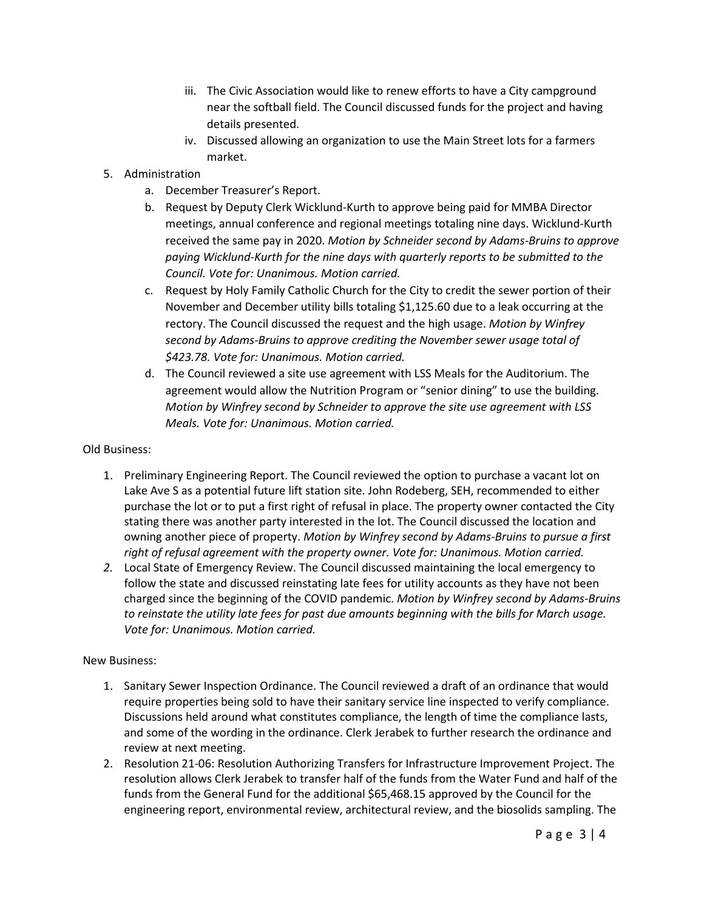iii. The Civic Association would like to renew efforts to have a City campground near the softball field. The Council discussed funds for the project and having details presented.
   iv. Discussed allowing an organization to use the Main Street lots for a farmers market.

5. Administration
   a. December Treasurer's Report.
   b. Request by Deputy Clerk Wicklund-Kurth to approve being paid for MMBA Director meetings, annual conference and regional meetings totaling nine days. Wicklund-Kurth received the same pay in 2020. *Motion by Schneider second by Adams-Bruins to approve paying Wicklund-Kurth for the nine days with quarterly reports to be submitted to the Council. Vote for: Unanimous. Motion carried.*
   c. Request by Holy Family Catholic Church for the City to credit the sewer portion of their November and December utility bills totaling $1,125.60 due to a leak occurring at the rectory. The Council discussed the request and the high usage. *Motion by Winfrey second by Adams-Bruins to approve crediting the November sewer usage total of $423.78. Vote for: Unanimous. Motion carried.*
   d. The Council reviewed a site use agreement with LSS Meals for the Auditorium. The agreement would allow the Nutrition Program or "senior dining" to use the building. *Motion by Winfrey second by Schneider to approve the site use agreement with LSS Meals. Vote for: Unanimous. Motion carried.*

Old Business:

1. Preliminary Engineering Report. The Council reviewed the option to purchase a vacant lot on Lake Ave S as a potential future lift station site. John Rodeberg, SEH, recommended to either purchase the lot or to put a first right of refusal in place. The property owner contacted the City stating there was another party interested in the lot. The Council discussed the location and owning another piece of property. *Motion by Winfrey second by Adams-Bruins to pursue a first right of refusal agreement with the property owner. Vote for: Unanimous. Motion carried.*
2. Local State of Emergency Review. The Council discussed maintaining the local emergency to follow the state and discussed reinstating late fees for utility accounts as they have not been charged since the beginning of the COVID pandemic. *Motion by Winfrey second by Adams-Bruins to reinstate the utility late fees for past due amounts beginning with the bills for March usage. Vote for: Unanimous. Motion carried.*

New Business:

1. Sanitary Sewer Inspection Ordinance. The Council reviewed a draft of an ordinance that would require properties being sold to have their sanitary service line inspected to verify compliance. Discussions held around what constitutes compliance, the length of time the compliance lasts, and some of the wording in the ordinance. Clerk Jerabek to further research the ordinance and review at next meeting.
2. Resolution 21-06: Resolution Authorizing Transfers for Infrastructure Improvement Project. The resolution allows Clerk Jerabek to transfer half of the funds from the Water Fund and half of the funds from the General Fund for the additional $65,468.15 approved by the Council for the engineering report, environmental review, architectural review, and the biosolids sampling. The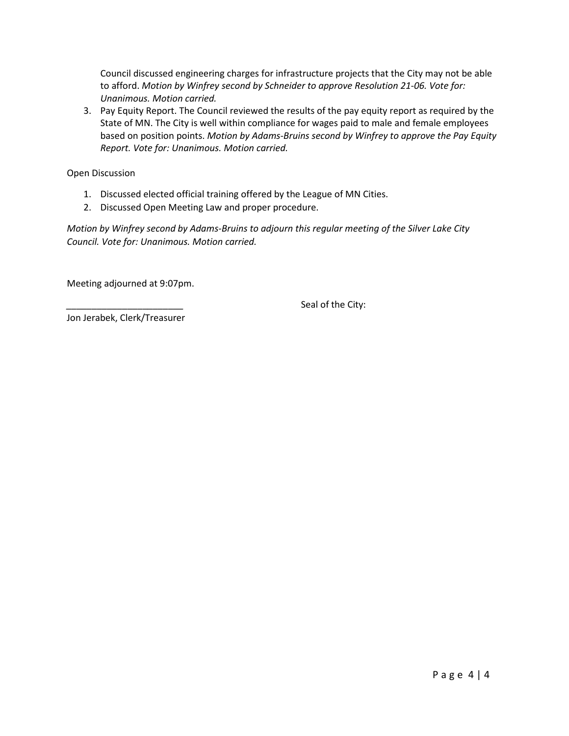Council discussed engineering charges for infrastructure projects that the City may not be able to afford. *Motion by Winfrey second by Schneider to approve Resolution 21-06. Vote for: Unanimous. Motion carried.*

3. Pay Equity Report. The Council reviewed the results of the pay equity report as required by the State of MN. The City is well within compliance for wages paid to male and female employees based on position points. *Motion by Adams-Bruins second by Winfrey to approve the Pay Equity Report. Vote for: Unanimous. Motion carried.*

Open Discussion

1. Discussed elected official training offered by the League of MN Cities.
2. Discussed Open Meeting Law and proper procedure.

*Motion by Winfrey second by Adams-Bruins to adjourn this regular meeting of the Silver Lake City Council. Vote for: Unanimous. Motion carried.*

Meeting adjourned at 9:07pm.

_______________________ Seal of the City:

Jon Jerabek, Clerk/Treasurer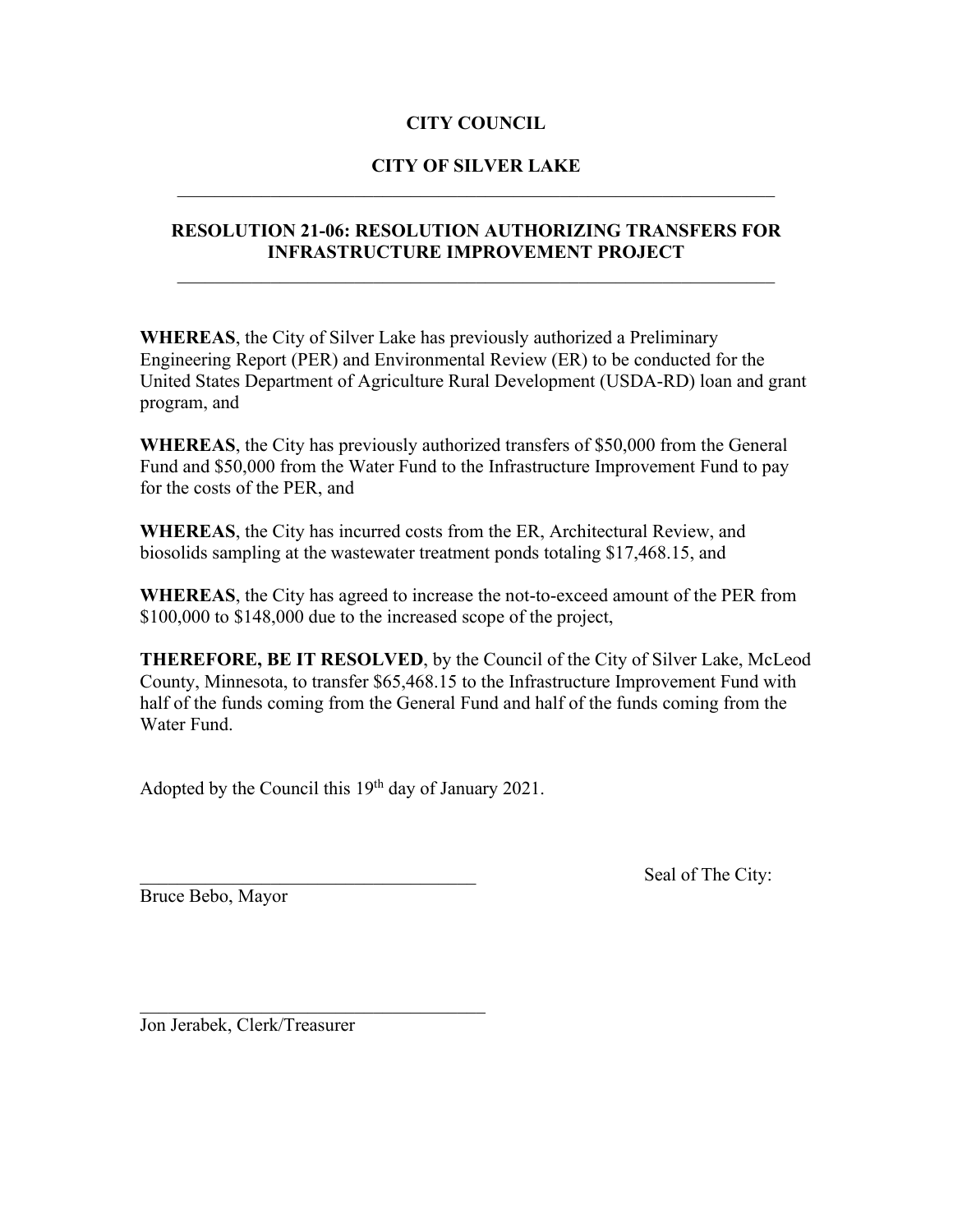**CITY COUNCIL**

**CITY OF SILVER LAKE**

---

**RESOLUTION 21-06: RESOLUTION AUTHORIZING TRANSFERS FOR INFRASTRUCTURE IMPROVEMENT PROJECT**

---

**WHEREAS**, the City of Silver Lake has previously authorized a Preliminary Engineering Report (PER) and Environmental Review (ER) to be conducted for the United States Department of Agriculture Rural Development (USDA-RD) loan and grant program, and

**WHEREAS**, the City has previously authorized transfers of $50,000 from the General Fund and $50,000 from the Water Fund to the Infrastructure Improvement Fund to pay for the costs of the PER, and

**WHEREAS**, the City has incurred costs from the ER, Architectural Review, and biosolids sampling at the wastewater treatment ponds totaling $17,468.15, and

**WHEREAS**, the City has agreed to increase the not-to-exceed amount of the PER from $100,000 to $148,000 due to the increased scope of the project,

**THEREFORE, BE IT RESOLVED**, by the Council of the City of Silver Lake, McLeod County, Minnesota, to transfer $65,468.15 to the Infrastructure Improvement Fund with half of the funds coming from the General Fund and half of the funds coming from the Water Fund.

Adopted by the Council this 19th day of January 2021.

\_\_\_\_\_\_\_\_\_\_\_\_\_\_\_\_\_\_\_\_\_\_\_\_\_\_\_\_\_\_\_\_\_\_\_\_\_\_
Bruce Bebo, Mayor

Seal of The City:

\_\_\_\_\_\_\_\_\_\_\_\_\_\_\_\_\_\_\_\_\_\_\_\_\_\_\_\_\_\_\_\_\_\_\_\_\_\_
Jon Jerabek, Clerk/Treasurer